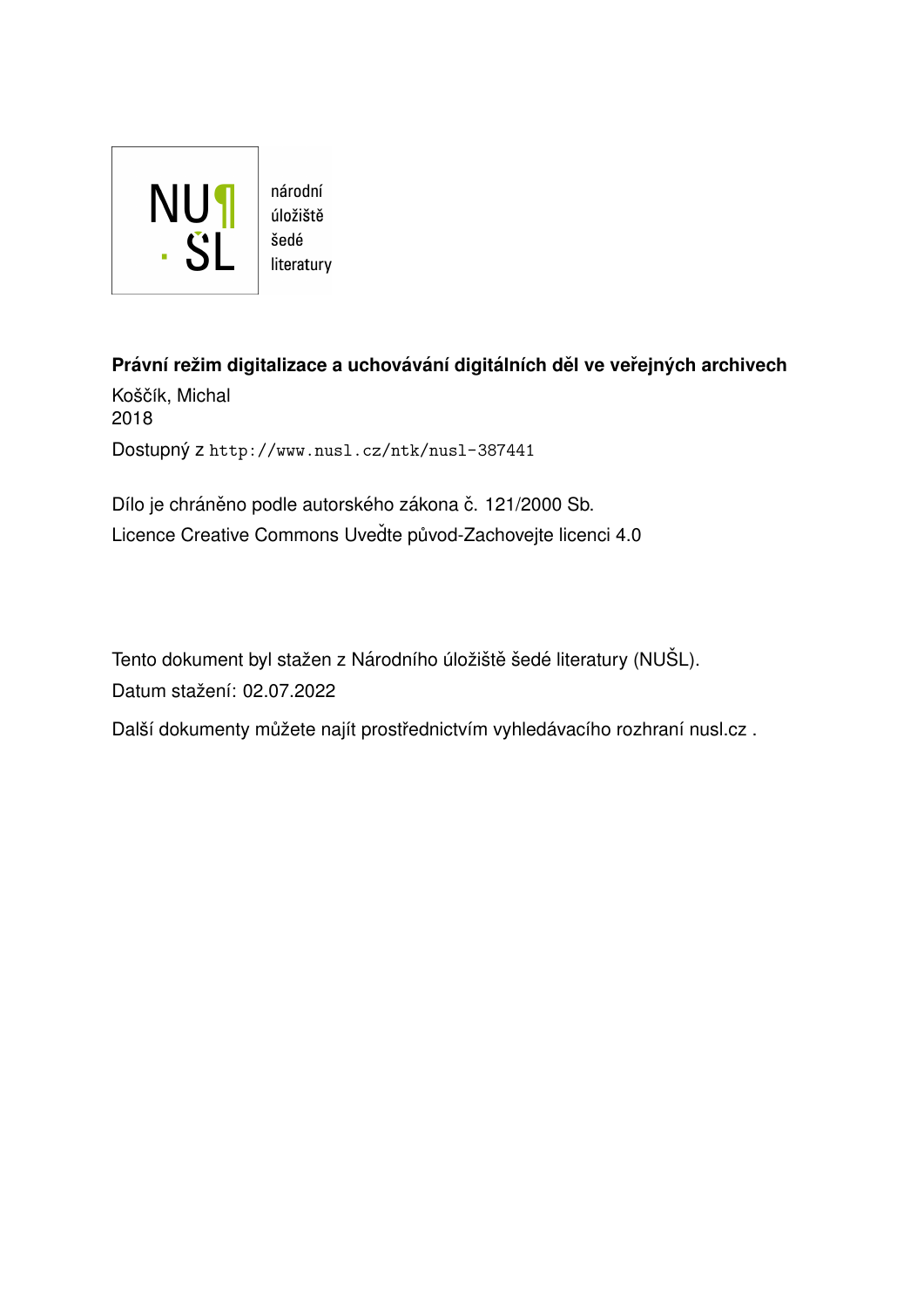NU¶
· ŠL

národní
úložiště
šedé
literatury

**Právní režim digitalizace a uchovávání digitálních děl ve veřejných archivech**

Koščík, Michal
2018

Dostupný z http://www.nusl.cz/ntk/nusl-387441

Dílo je chráněno podle autorského zákona č. 121/2000 Sb.
Licence Creative Commons Uveďte původ-Zachovejte licenci 4.0

Tento dokument byl stažen z Národního úložiště šedé literatury (NUŠL).
Datum stažení: 02.07.2022

Další dokumenty můžete najít prostřednictvím vyhledávacího rozhraní nusl.cz .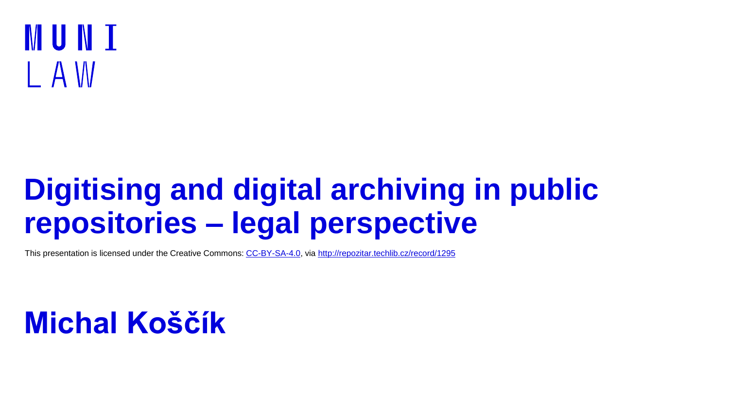MUNI

LAW

# Digitising and digital archiving in public repositories – legal perspective

This presentation is licensed under the Creative Commons: [CC-BY-SA-4.0](https://creativecommons.org/licenses/by-sa/4.0/), via [http://repozitar.techlib.cz/record/1295](http://repozitar.techlib.cz/record/1295)

# Michal Koščík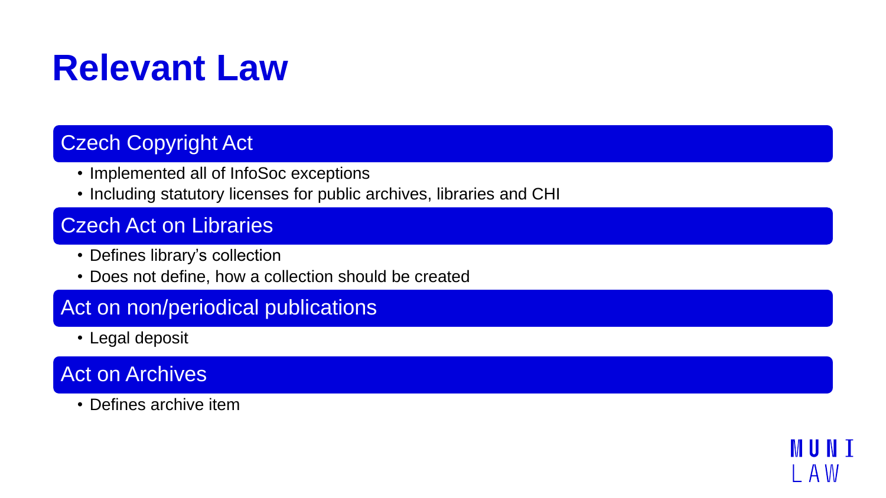# Relevant Law

## Czech Copyright Act

- Implemented all of InfoSoc exceptions
- Including statutory licenses for public archives, libraries and CHI

## Czech Act on Libraries

- Defines library's collection
- Does not define, how a collection should be created

## Act on non/periodical publications

- Legal deposit

## Act on Archives

- Defines archive item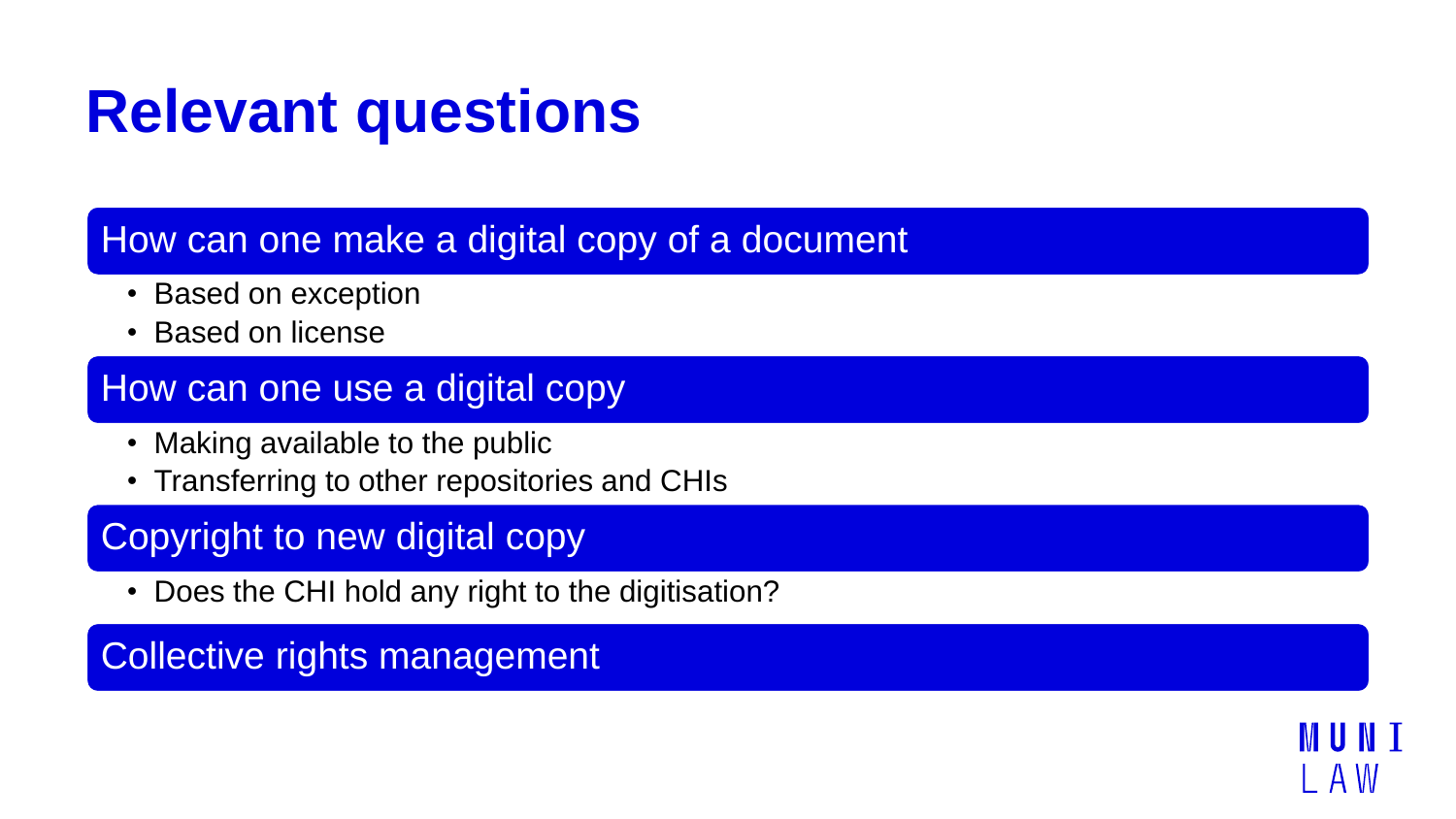# Relevant questions

## How can one make a digital copy of a document

- Based on exception
- Based on license

## How can one use a digital copy

- Making available to the public
- Transferring to other repositories and CHIs

## Copyright to new digital copy

- Does the CHI hold any right to the digitisation?

## Collective rights management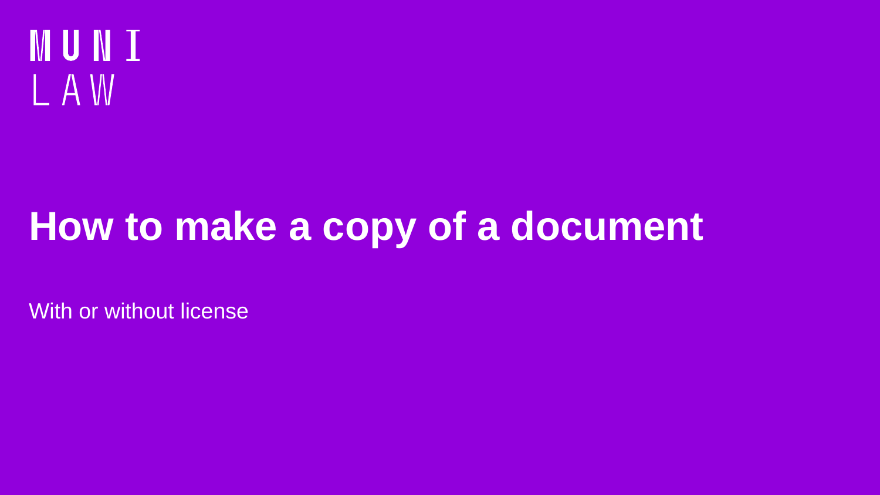MUNI LAW

# How to make a copy of a document

With or without license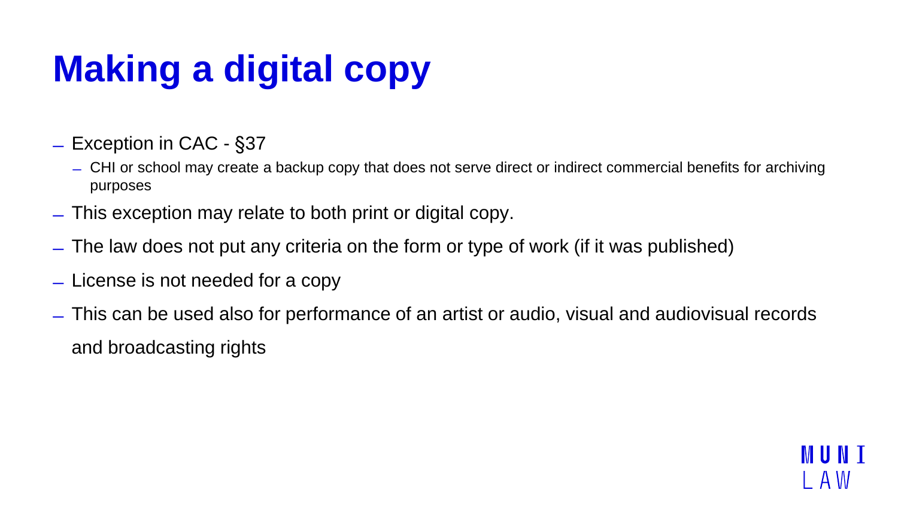# Making a digital copy

- Exception in CAC - §37
  - CHI or school may create a backup copy that does not serve direct or indirect commercial benefits for archiving purposes
- This exception may relate to both print or digital copy.
- The law does not put any criteria on the form or type of work (if it was published)
- License is not needed for a copy
- This can be used also for performance of an artist or audio, visual and audiovisual records and broadcasting rights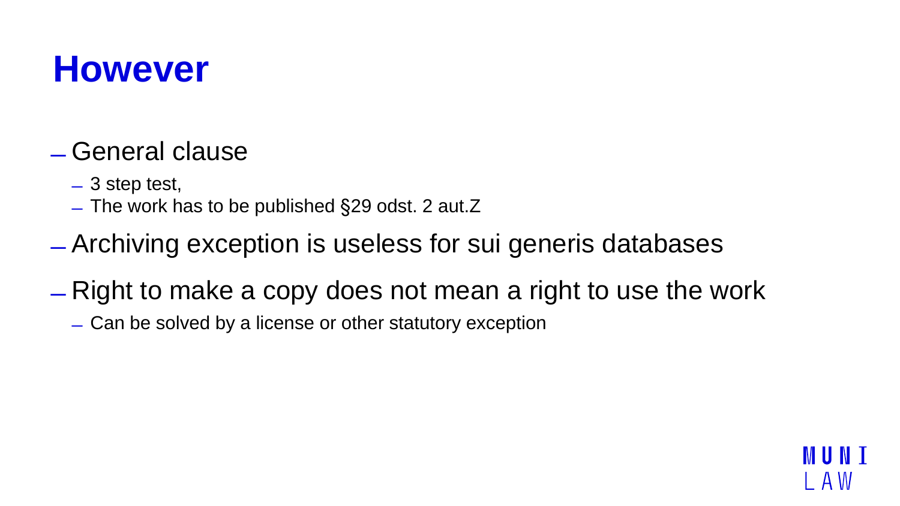# However

- General clause
  - 3 step test,
  - The work has to be published §29 odst. 2 aut.Z
- Archiving exception is useless for sui generis databases
- Right to make a copy does not mean a right to use the work
  - Can be solved by a license or other statutory exception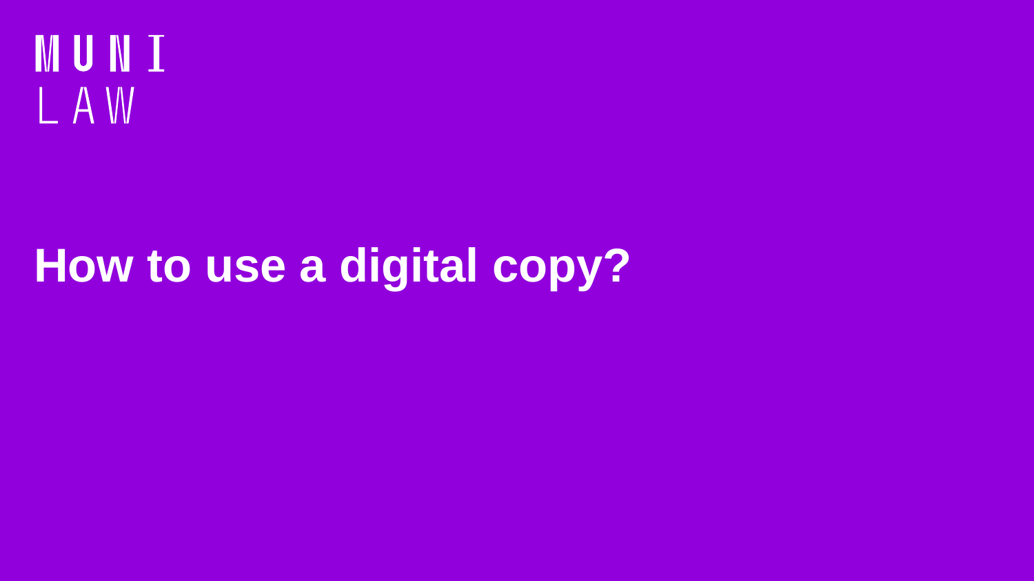MUNI
LAW

# How to use a digital copy?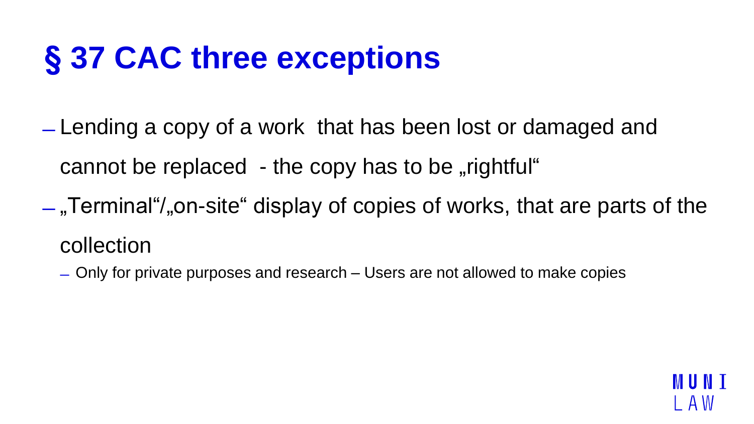# § 37 CAC three exceptions

- Lending a copy of a work that has been lost or damaged and cannot be replaced - the copy has to be „rightful"
- „Terminal"/„on-site" display of copies of works, that are parts of the collection
  - Only for private purposes and research – Users are not allowed to make copies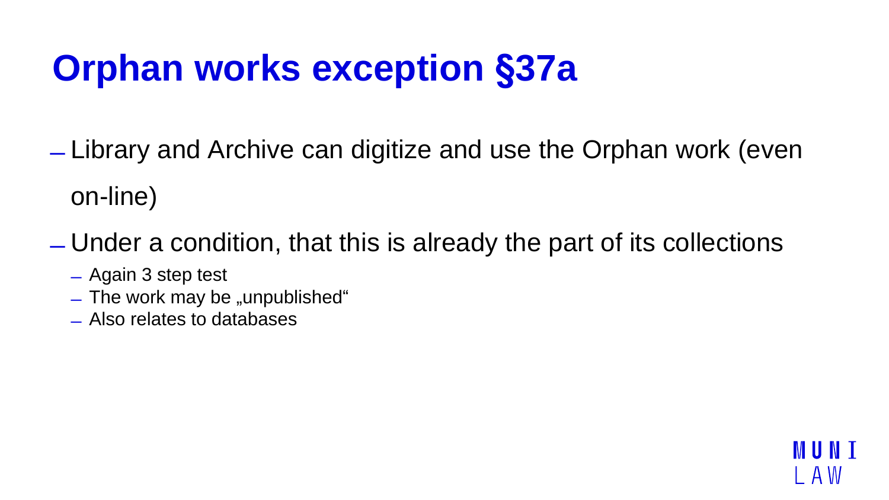# Orphan works exception §37a

- Library and Archive can digitize and use the Orphan work (even on-line)
- Under a condition, that this is already the part of its collections
  - Again 3 step test
  - The work may be „unpublished“
  - Also relates to databases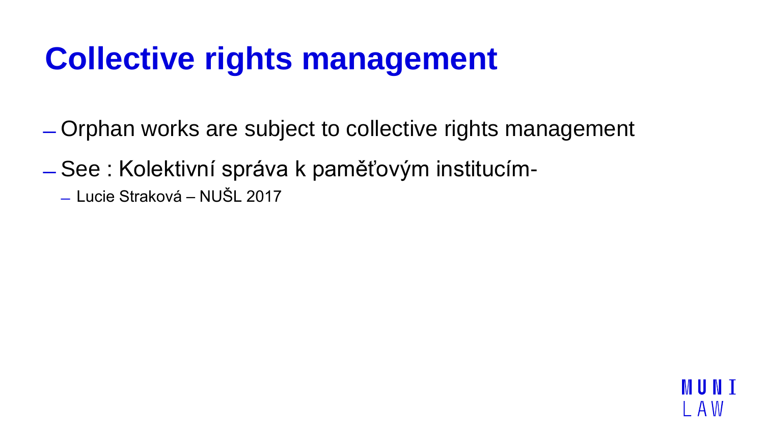# Collective rights management

- Orphan works are subject to collective rights management
- See : Kolektivní správa k paměťovým institucím-
  - Lucie Straková – NUŠL 2017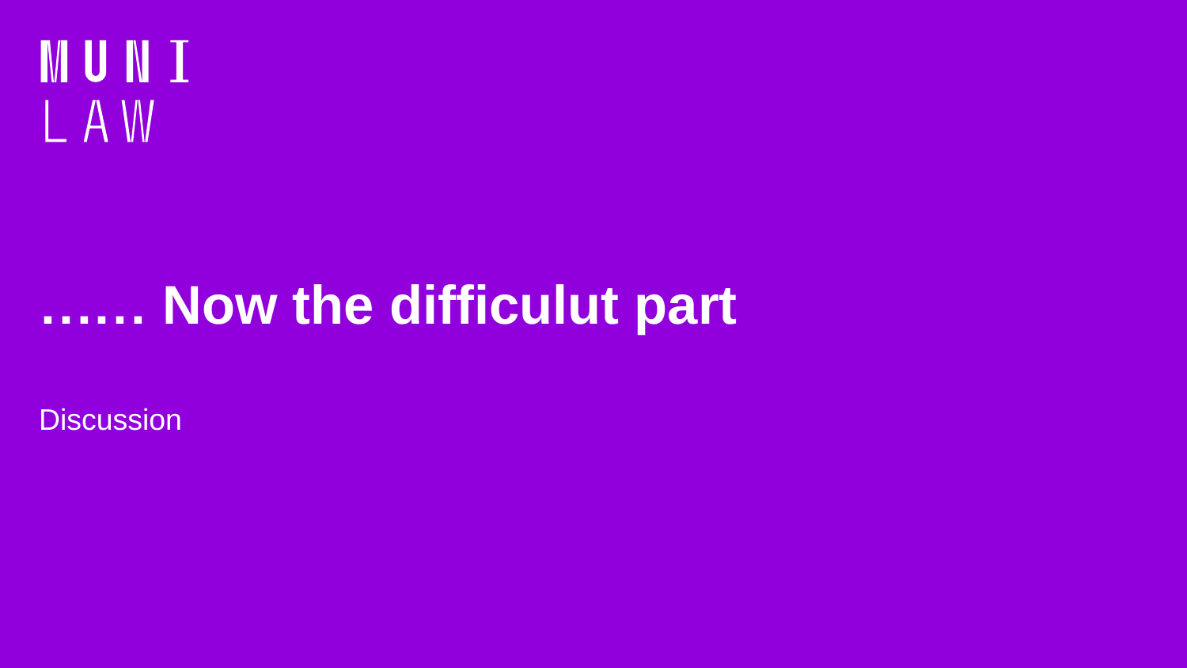MUNI
LAW

# …… Now the difficulut part

Discussion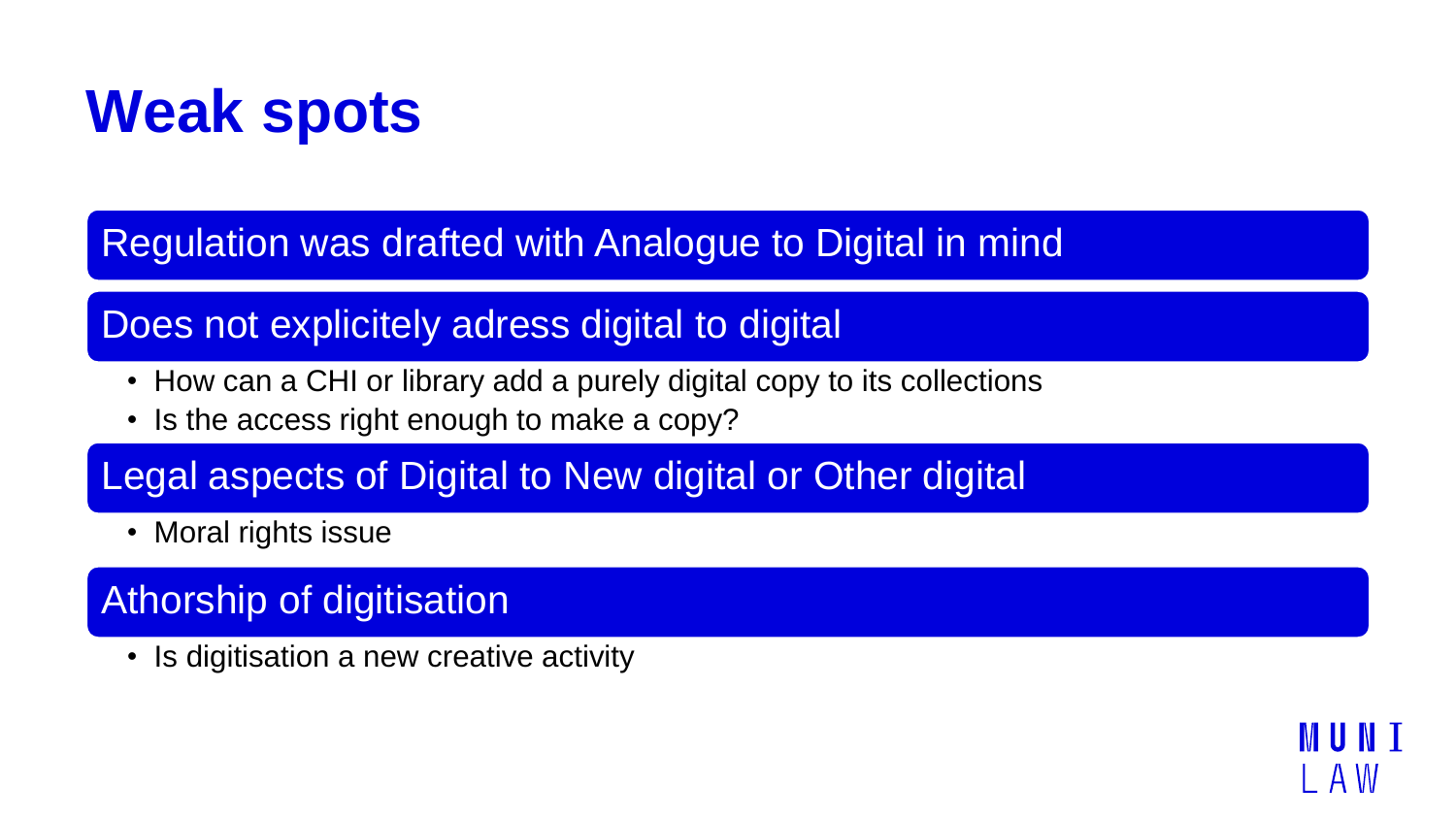# Weak spots

## Regulation was drafted with Analogue to Digital in mind

## Does not explicitely adress digital to digital

- How can a CHI or library add a purely digital copy to its collections
- Is the access right enough to make a copy?

## Legal aspects of Digital to New digital or Other digital

- Moral rights issue

## Athorship of digitisation

- Is digitisation a new creative activity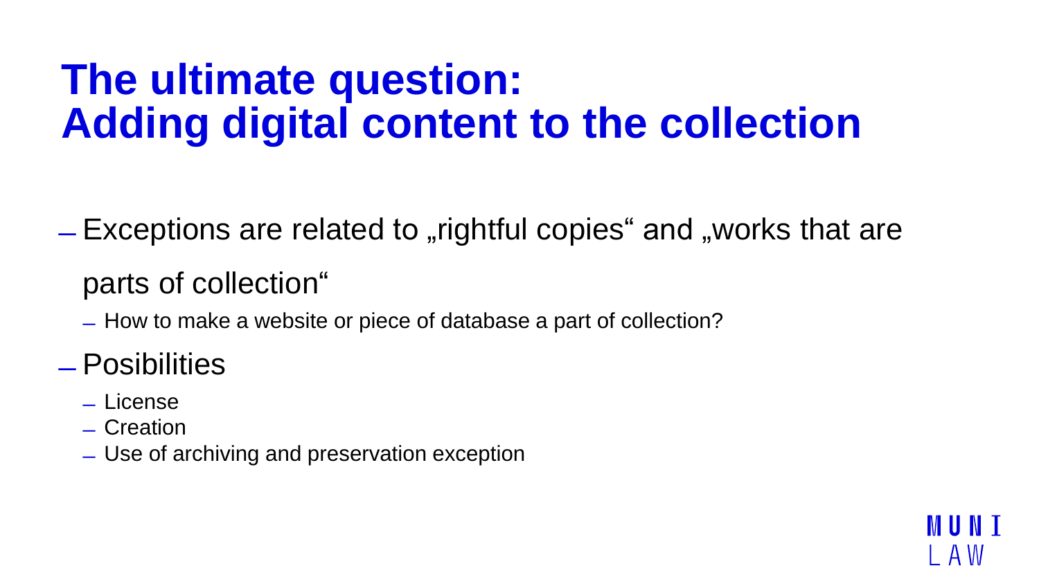# The ultimate question: Adding digital content to the collection

- Exceptions are related to „rightful copies“ and „works that are parts of collection“
  - How to make a website or piece of database a part of collection?
- Posibilities
  - License
  - Creation
  - Use of archiving and preservation exception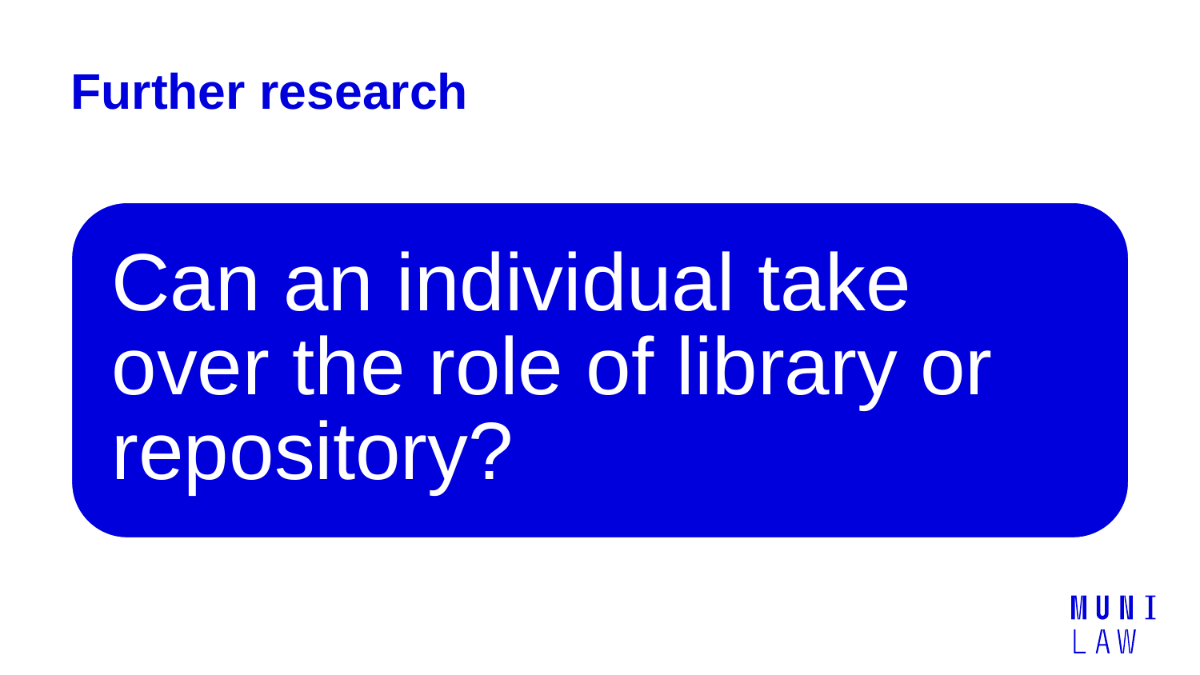# Further research

Can an individual take over the role of library or repository?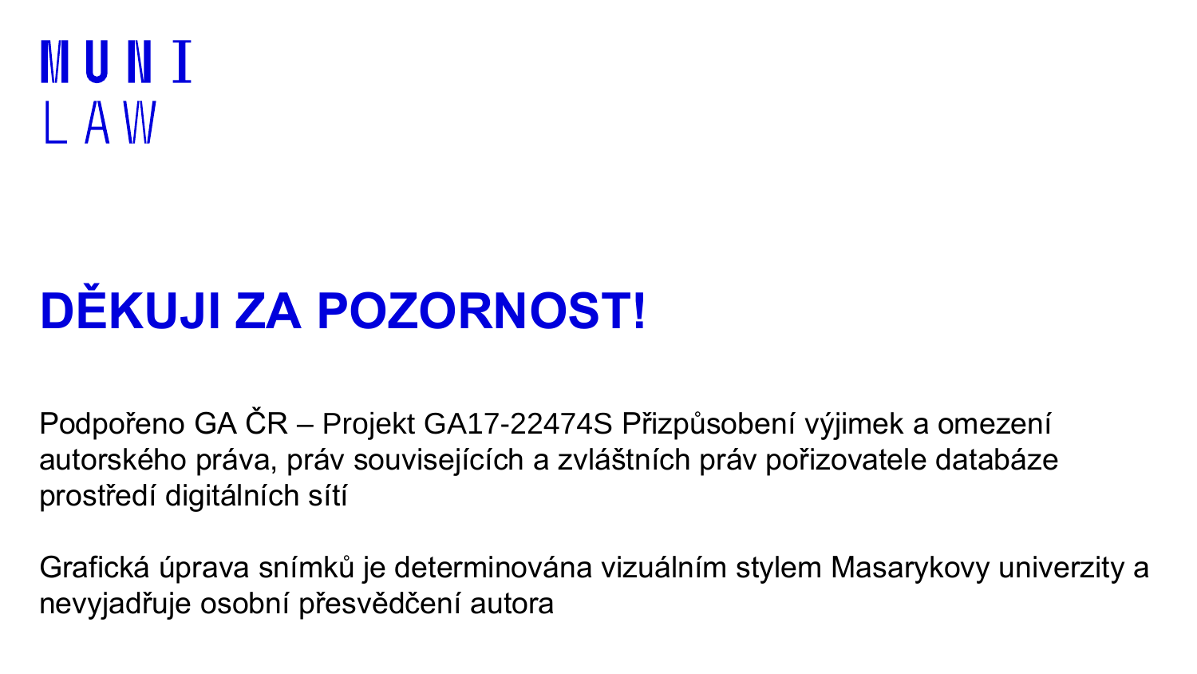MUNI
LAW

# DĚKUJI ZA POZORNOST!

Podpořeno GA ČR – Projekt GA17-22474S Přizpůsobení výjimek a omezení autorského práva, práv souvisejících a zvláštních práv pořizovatele databáze prostředí digitálních sítí

Grafická úprava snímků je determinována vizuálním stylem Masarykovy univerzity a nevyjadřuje osobní přesvědčení autora